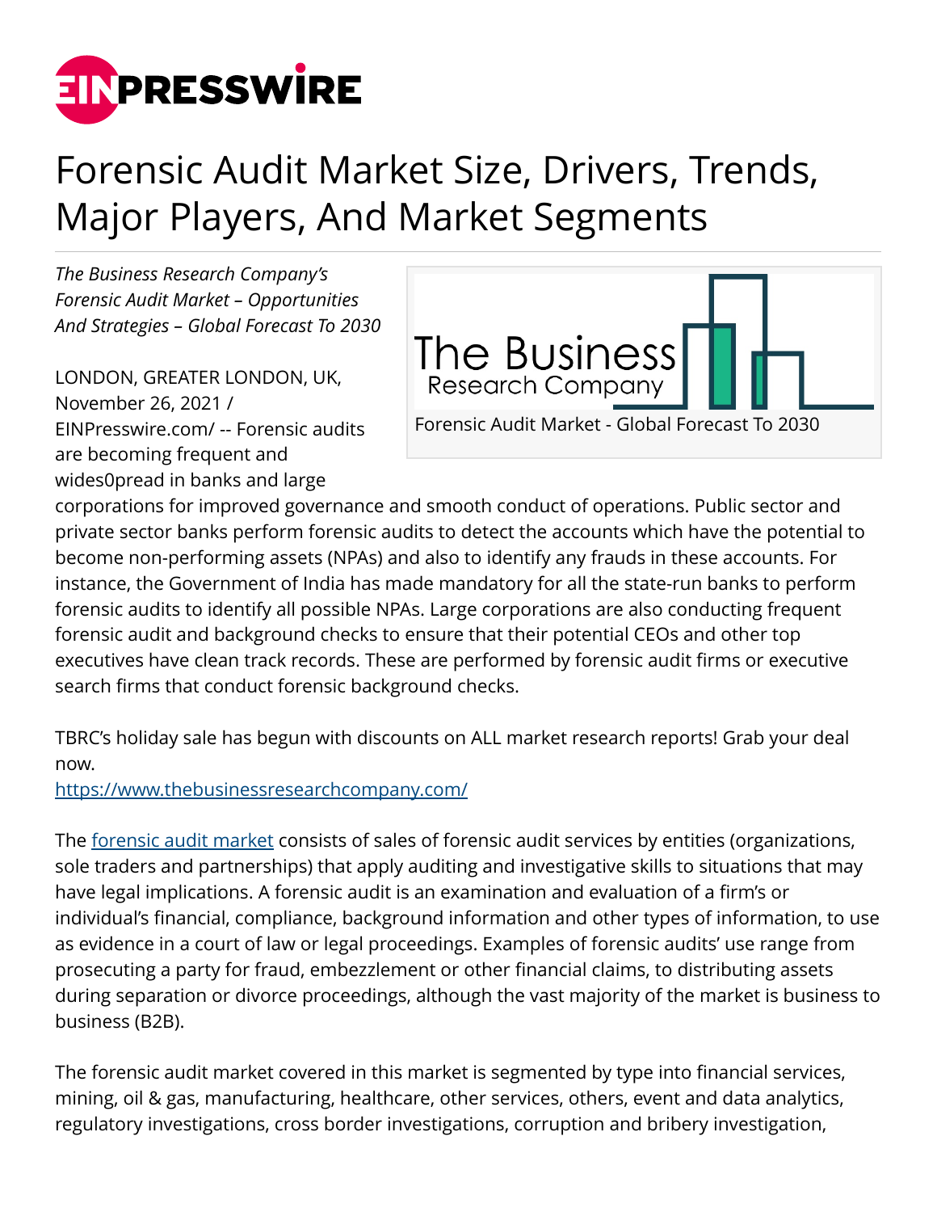# Forensic Audit Market Size, Drivers, Trends, Major Players, And Market Segments

*The Business Research Company's Forensic Audit Market – Opportunities And Strategies – Global Forecast To 2030*

Forensic Audit Market - Global Forecast To 2030

LONDON, GREATER LONDON, UK, November 26, 2021 / EINPresswire.com/ -- Forensic audits are becoming frequent and wides0pread in banks and large corporations for improved governance and smooth conduct of operations. Public sector and private sector banks perform forensic audits to detect the accounts which have the potential to become non-performing assets (NPAs) and also to identify any frauds in these accounts. For instance, the Government of India has made mandatory for all the state-run banks to perform forensic audits to identify all possible NPAs. Large corporations are also conducting frequent forensic audit and background checks to ensure that their potential CEOs and other top executives have clean track records. These are performed by forensic audit firms or executive search firms that conduct forensic background checks.

TBRC's holiday sale has begun with discounts on ALL market research reports! Grab your deal now.
https://www.thebusinessresearchcompany.com/

The forensic audit market consists of sales of forensic audit services by entities (organizations, sole traders and partnerships) that apply auditing and investigative skills to situations that may have legal implications. A forensic audit is an examination and evaluation of a firm's or individual's financial, compliance, background information and other types of information, to use as evidence in a court of law or legal proceedings. Examples of forensic audits' use range from prosecuting a party for fraud, embezzlement or other financial claims, to distributing assets during separation or divorce proceedings, although the vast majority of the market is business to business (B2B).

The forensic audit market covered in this market is segmented by type into financial services, mining, oil & gas, manufacturing, healthcare, other services, others, event and data analytics, regulatory investigations, cross border investigations, corruption and bribery investigation,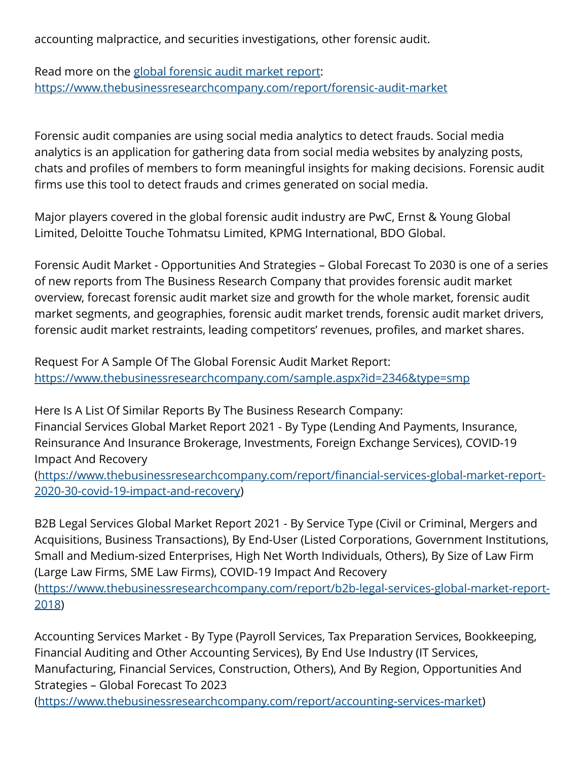accounting malpractice, and securities investigations, other forensic audit.

Read more on the [global forensic audit market report](https://www.thebusinessresearchcompany.com/report/forensic-audit-market):
https://www.thebusinessresearchcompany.com/report/forensic-audit-market

Forensic audit companies are using social media analytics to detect frauds. Social media analytics is an application for gathering data from social media websites by analyzing posts, chats and profiles of members to form meaningful insights for making decisions. Forensic audit firms use this tool to detect frauds and crimes generated on social media.

Major players covered in the global forensic audit industry are PwC, Ernst & Young Global Limited, Deloitte Touche Tohmatsu Limited, KPMG International, BDO Global.

Forensic Audit Market - Opportunities And Strategies – Global Forecast To 2030 is one of a series of new reports from The Business Research Company that provides forensic audit market overview, forecast forensic audit market size and growth for the whole market, forensic audit market segments, and geographies, forensic audit market trends, forensic audit market drivers, forensic audit market restraints, leading competitors' revenues, profiles, and market shares.

Request For A Sample Of The Global Forensic Audit Market Report:
https://www.thebusinessresearchcompany.com/sample.aspx?id=2346&type=smp

Here Is A List Of Similar Reports By The Business Research Company:
Financial Services Global Market Report 2021 - By Type (Lending And Payments, Insurance, Reinsurance And Insurance Brokerage, Investments, Foreign Exchange Services), COVID-19 Impact And Recovery
(https://www.thebusinessresearchcompany.com/report/financial-services-global-market-report-2020-30-covid-19-impact-and-recovery)

B2B Legal Services Global Market Report 2021 - By Service Type (Civil or Criminal, Mergers and Acquisitions, Business Transactions), By End-User (Listed Corporations, Government Institutions, Small and Medium-sized Enterprises, High Net Worth Individuals, Others), By Size of Law Firm (Large Law Firms, SME Law Firms), COVID-19 Impact And Recovery
(https://www.thebusinessresearchcompany.com/report/b2b-legal-services-global-market-report-2018)

Accounting Services Market - By Type (Payroll Services, Tax Preparation Services, Bookkeeping, Financial Auditing and Other Accounting Services), By End Use Industry (IT Services, Manufacturing, Financial Services, Construction, Others), And By Region, Opportunities And Strategies – Global Forecast To 2023
(https://www.thebusinessresearchcompany.com/report/accounting-services-market)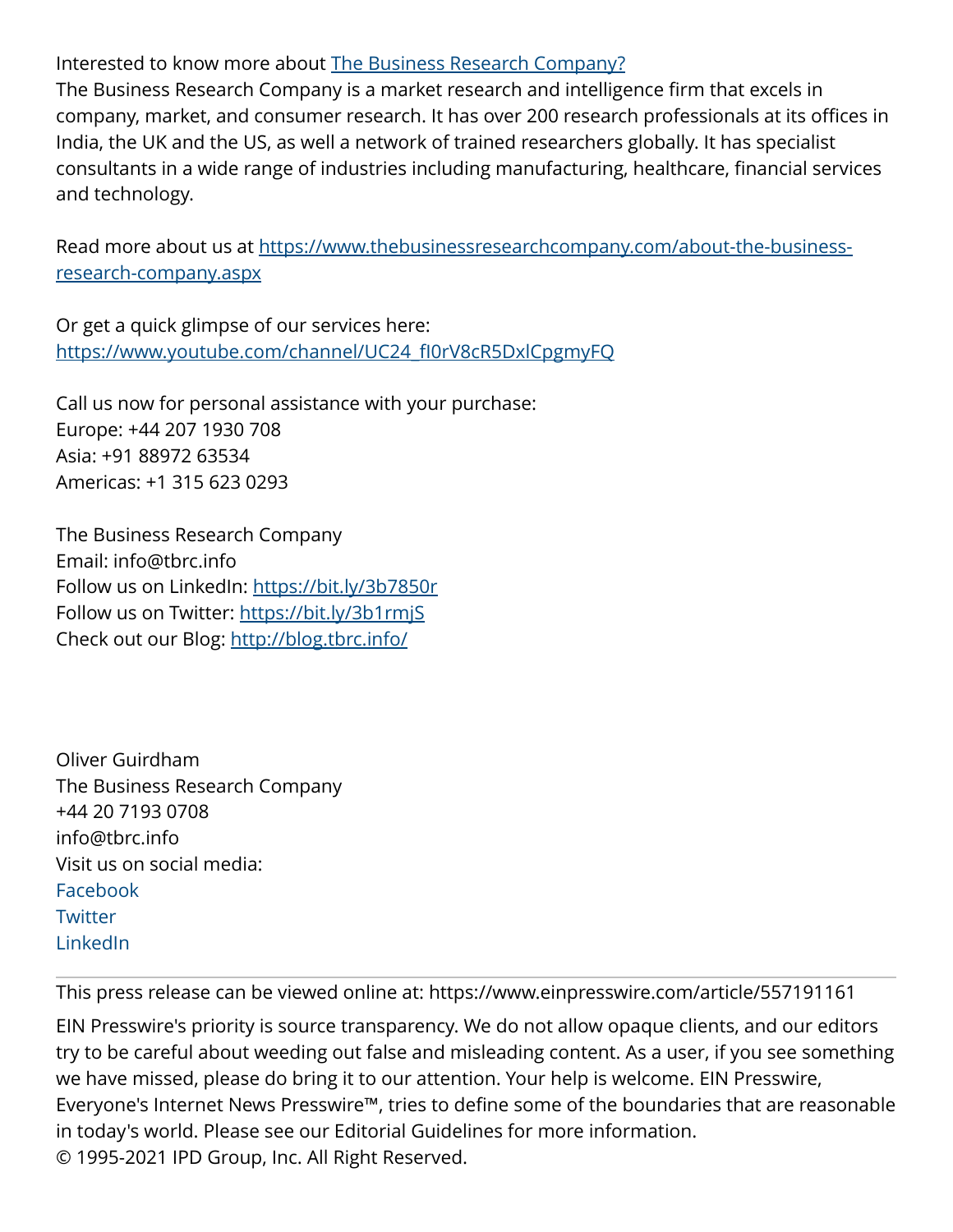Interested to know more about [The Business Research Company?](https://www.thebusinessresearchcompany.com/about-the-business-research-company.aspx)
The Business Research Company is a market research and intelligence firm that excels in company, market, and consumer research. It has over 200 research professionals at its offices in India, the UK and the US, as well a network of trained researchers globally. It has specialist consultants in a wide range of industries including manufacturing, healthcare, financial services and technology.

Read more about us at https://www.thebusinessresearchcompany.com/about-the-business-research-company.aspx

Or get a quick glimpse of our services here:
https://www.youtube.com/channel/UC24_fI0rV8cR5DxlCpgmyFQ

Call us now for personal assistance with your purchase:
Europe: +44 207 1930 708
Asia: +91 88972 63534
Americas: +1 315 623 0293

The Business Research Company
Email: info@tbrc.info
Follow us on LinkedIn: https://bit.ly/3b7850r
Follow us on Twitter: https://bit.ly/3b1rmjS
Check out our Blog: http://blog.tbrc.info/

Oliver Guirdham
The Business Research Company
+44 20 7193 0708
info@tbrc.info
Visit us on social media:
Facebook
Twitter
LinkedIn

---

This press release can be viewed online at: https://www.einpresswire.com/article/557191161

EIN Presswire's priority is source transparency. We do not allow opaque clients, and our editors try to be careful about weeding out false and misleading content. As a user, if you see something we have missed, please do bring it to our attention. Your help is welcome. EIN Presswire, Everyone's Internet News Presswire™, tries to define some of the boundaries that are reasonable in today's world. Please see our Editorial Guidelines for more information.
© 1995-2021 IPD Group, Inc. All Right Reserved.